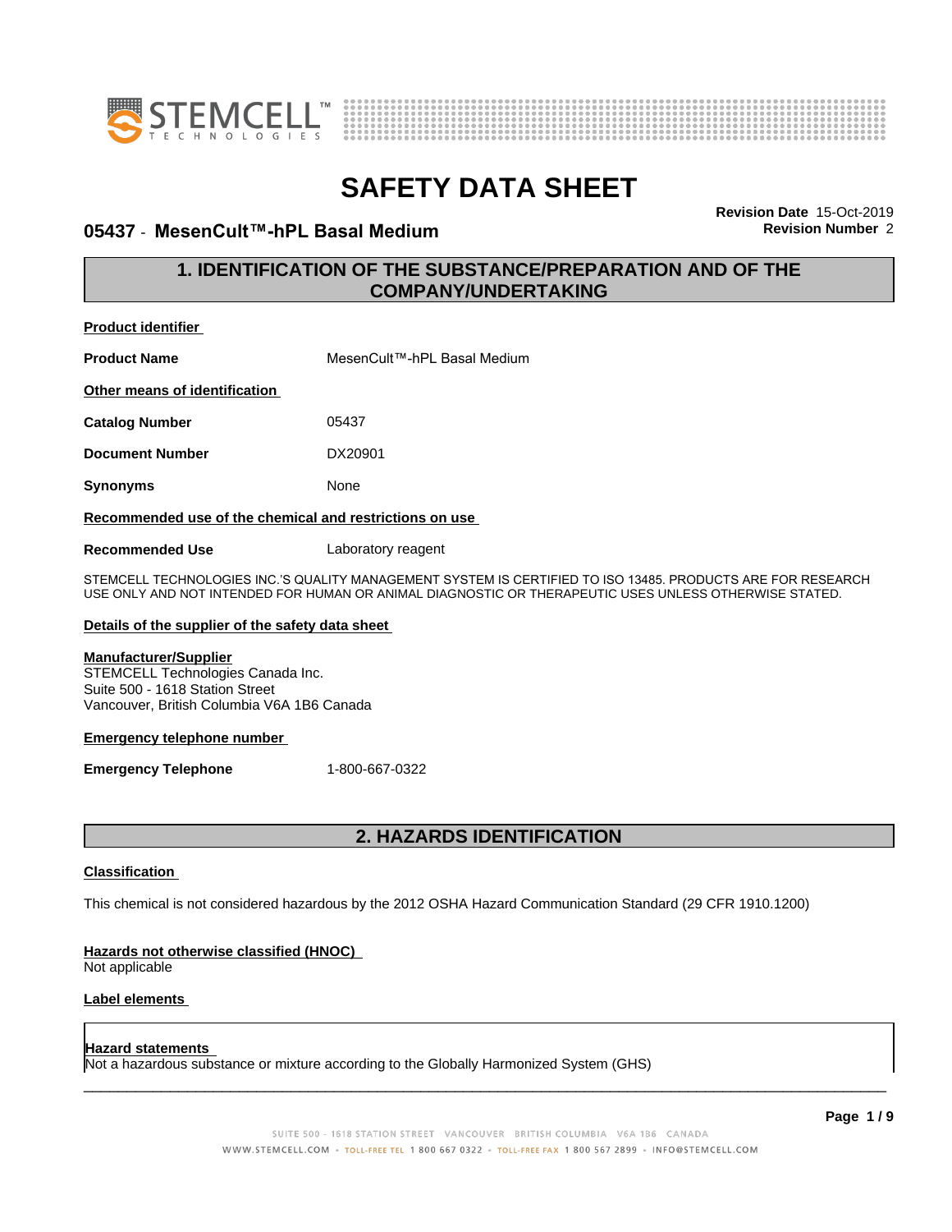# SAFETY DATA SHEET

## 05437 - MesenCult™-hPL Basal Medium

**Revision Date** 15-Oct-2019
**Revision Number** 2

## 1. IDENTIFICATION OF THE SUBSTANCE/PREPARATION AND OF THE COMPANY/UNDERTAKING

**Product identifier**

| | |
|---|---|
| **Product Name** | MesenCult™-hPL Basal Medium |

**Other means of identification**

| | |
|---|---|
| **Catalog Number** | 05437 |
| **Document Number** | DX20901 |
| **Synonyms** | None |

**Recommended use of the chemical and restrictions on use**

| | |
|---|---|
| **Recommended Use** | Laboratory reagent |

STEMCELL TECHNOLOGIES INC.'S QUALITY MANAGEMENT SYSTEM IS CERTIFIED TO ISO 13485. PRODUCTS ARE FOR RESEARCH USE ONLY AND NOT INTENDED FOR HUMAN OR ANIMAL DIAGNOSTIC OR THERAPEUTIC USES UNLESS OTHERWISE STATED.

**Details of the supplier of the safety data sheet**

**Manufacturer/Supplier**
STEMCELL Technologies Canada Inc.
Suite 500 - 1618 Station Street
Vancouver, British Columbia V6A 1B6 Canada

**Emergency telephone number**

| | |
|---|---|
| **Emergency Telephone** | 1-800-667-0322 |

## 2. HAZARDS IDENTIFICATION

**Classification**

This chemical is not considered hazardous by the 2012 OSHA Hazard Communication Standard (29 CFR 1910.1200)

**Hazards not otherwise classified (HNOC)**
Not applicable

**Label elements**

**Hazard statements**
Not a hazardous substance or mixture according to the Globally Harmonized System (GHS)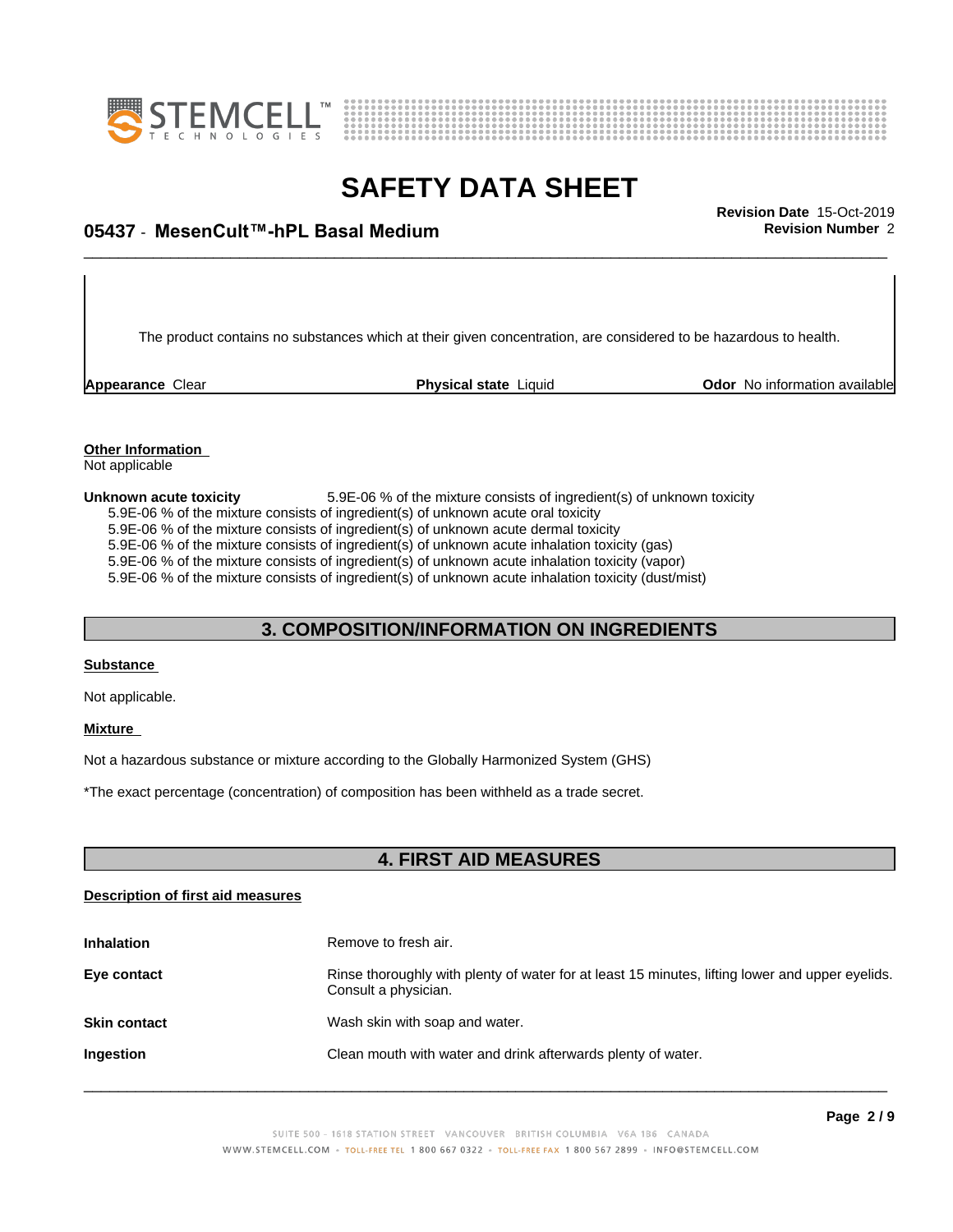The product contains no substances which at their given concentration, are considered to be hazardous to health.

| **Appearance** Clear | **Physical state** Liquid | **Odor** No information available |
|---|---|---|

**Other Information**
Not applicable

**Unknown acute toxicity** 5.9E-06 % of the mixture consists of ingredient(s) of unknown toxicity
5.9E-06 % of the mixture consists of ingredient(s) of unknown acute oral toxicity
5.9E-06 % of the mixture consists of ingredient(s) of unknown acute dermal toxicity
5.9E-06 % of the mixture consists of ingredient(s) of unknown acute inhalation toxicity (gas)
5.9E-06 % of the mixture consists of ingredient(s) of unknown acute inhalation toxicity (vapor)
5.9E-06 % of the mixture consists of ingredient(s) of unknown acute inhalation toxicity (dust/mist)

## 3. COMPOSITION/INFORMATION ON INGREDIENTS

**Substance**

Not applicable.

**Mixture**

Not a hazardous substance or mixture according to the Globally Harmonized System (GHS)

*The exact percentage (concentration) of composition has been withheld as a trade secret.

## 4. FIRST AID MEASURES

**Description of first aid measures**

| | |
|---|---|
| **Inhalation** | Remove to fresh air. |
| **Eye contact** | Rinse thoroughly with plenty of water for at least 15 minutes, lifting lower and upper eyelids. Consult a physician. |
| **Skin contact** | Wash skin with soap and water. |
| **Ingestion** | Clean mouth with water and drink afterwards plenty of water. |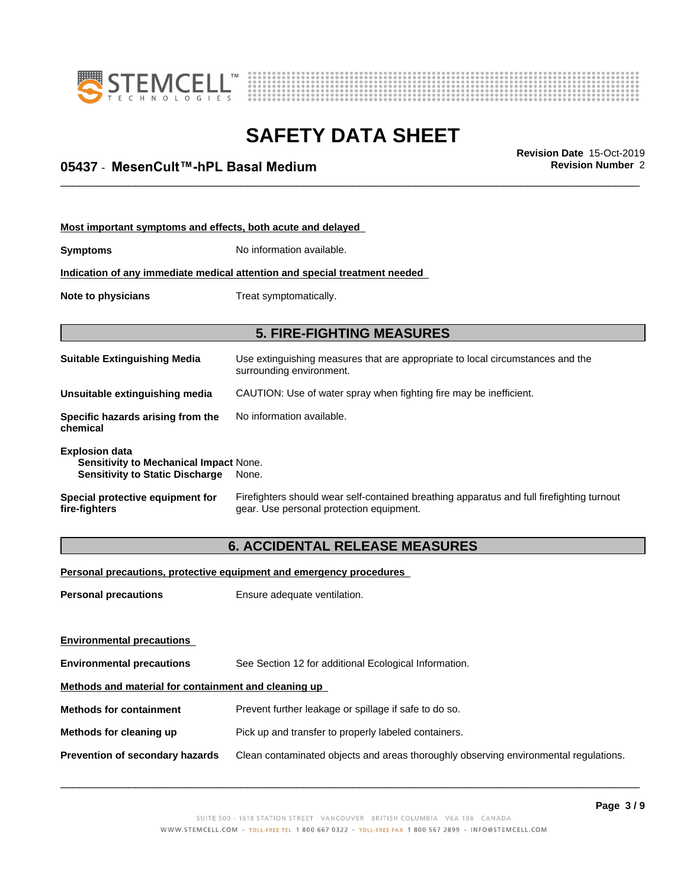**Most important symptoms and effects, both acute and delayed**

**Symptoms** No information available.

**Indication of any immediate medical attention and special treatment needed**

**Note to physicians** Treat symptomatically.

## 5. FIRE-FIGHTING MEASURES

**Suitable Extinguishing Media** Use extinguishing measures that are appropriate to local circumstances and the surrounding environment.

**Unsuitable extinguishing media** CAUTION: Use of water spray when fighting fire may be inefficient.

**Specific hazards arising from the chemical** No information available.

**Explosion data**
**Sensitivity to Mechanical Impact** None.
**Sensitivity to Static Discharge** None.

**Special protective equipment for fire-fighters** Firefighters should wear self-contained breathing apparatus and full firefighting turnout gear. Use personal protection equipment.

## 6. ACCIDENTAL RELEASE MEASURES

**Personal precautions, protective equipment and emergency procedures**

**Personal precautions** Ensure adequate ventilation.

**Environmental precautions**

**Environmental precautions** See Section 12 for additional Ecological Information.

**Methods and material for containment and cleaning up**

**Methods for containment** Prevent further leakage or spillage if safe to do so.

**Methods for cleaning up** Pick up and transfer to properly labeled containers.

**Prevention of secondary hazards** Clean contaminated objects and areas thoroughly observing environmental regulations.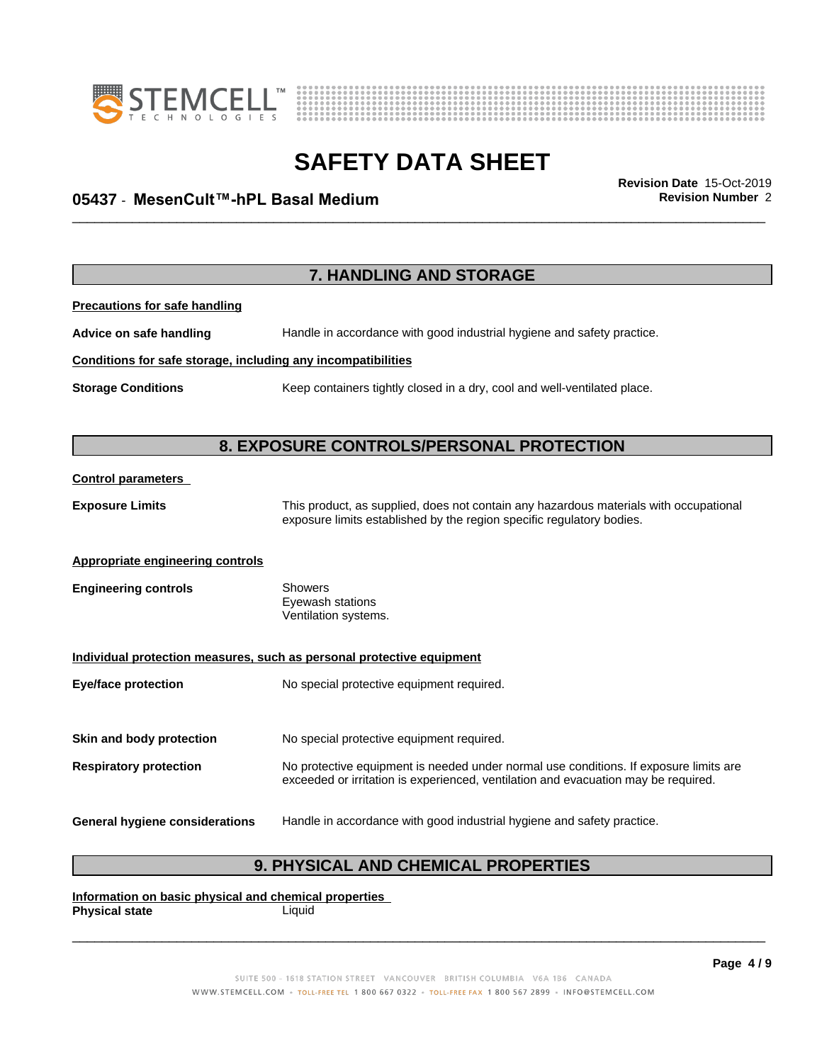## 7. HANDLING AND STORAGE

**Precautions for safe handling**

**Advice on safe handling** Handle in accordance with good industrial hygiene and safety practice.

**Conditions for safe storage, including any incompatibilities**

**Storage Conditions** Keep containers tightly closed in a dry, cool and well-ventilated place.

## 8. EXPOSURE CONTROLS/PERSONAL PROTECTION

**Control parameters**

**Exposure Limits** This product, as supplied, does not contain any hazardous materials with occupational exposure limits established by the region specific regulatory bodies.

**Appropriate engineering controls**

**Engineering controls** Showers
Eyewash stations
Ventilation systems.

**Individual protection measures, such as personal protective equipment**

**Eye/face protection** No special protective equipment required.

**Skin and body protection** No special protective equipment required.

**Respiratory protection** No protective equipment is needed under normal use conditions. If exposure limits are exceeded or irritation is experienced, ventilation and evacuation may be required.

**General hygiene considerations** Handle in accordance with good industrial hygiene and safety practice.

## 9. PHYSICAL AND CHEMICAL PROPERTIES

**Information on basic physical and chemical properties**

**Physical state** Liquid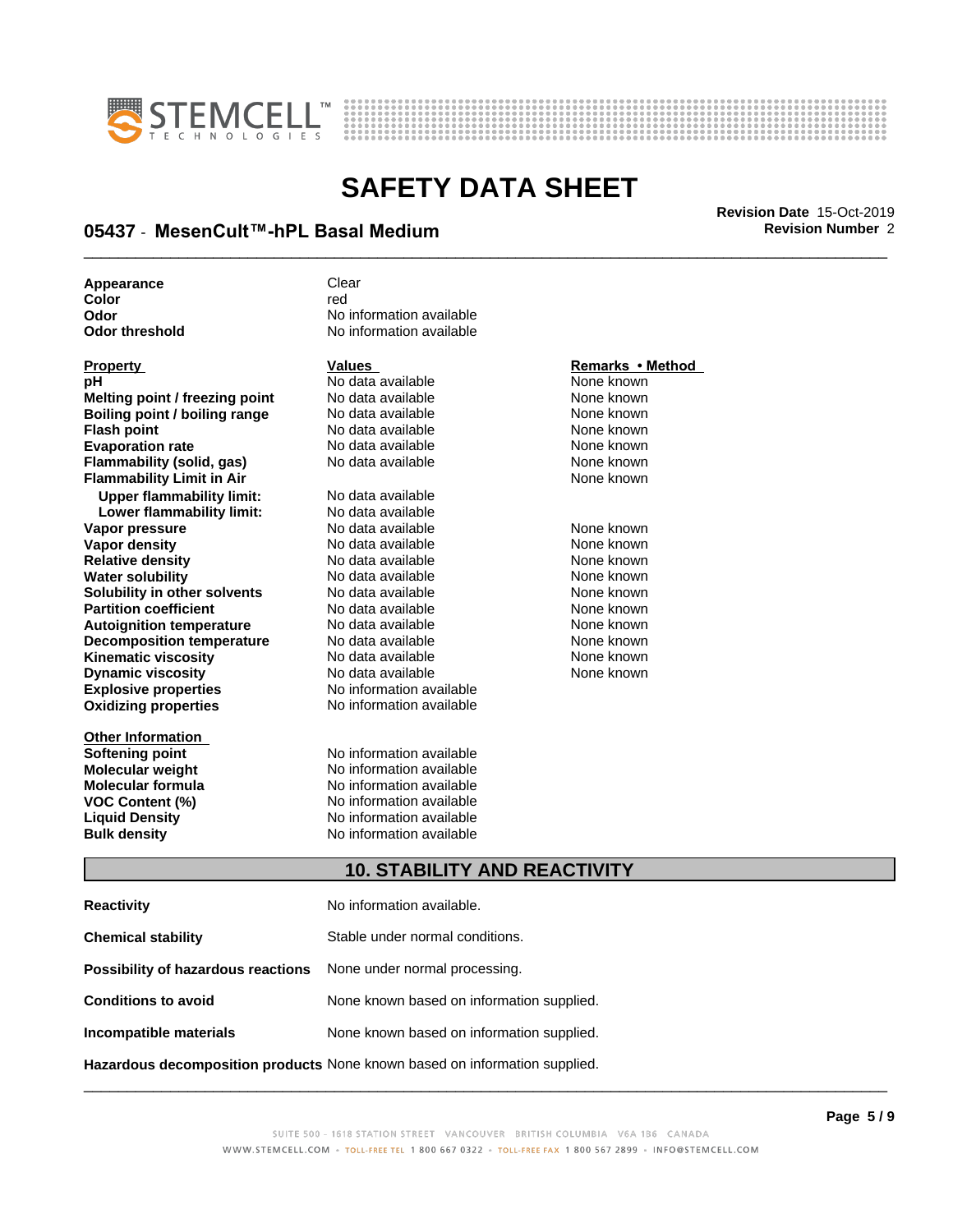| | |
|---|---|
| **Appearance** | Clear |
| **Color** | red |
| **Odor** | No information available |
| **Odor threshold** | No information available |

| **Property** | **Values** | **Remarks • Method** |
|---|---|---|
| **pH** | No data available | None known |
| **Melting point / freezing point** | No data available | None known |
| **Boiling point / boiling range** | No data available | None known |
| **Flash point** | No data available | None known |
| **Evaporation rate** | No data available | None known |
| **Flammability (solid, gas)** | No data available | None known |
| **Flammability Limit in Air** | | None known |
| **Upper flammability limit:** | No data available | |
| **Lower flammability limit:** | No data available | |
| **Vapor pressure** | No data available | None known |
| **Vapor density** | No data available | None known |
| **Relative density** | No data available | None known |
| **Water solubility** | No data available | None known |
| **Solubility in other solvents** | No data available | None known |
| **Partition coefficient** | No data available | None known |
| **Autoignition temperature** | No data available | None known |
| **Decomposition temperature** | No data available | None known |
| **Kinematic viscosity** | No data available | None known |
| **Dynamic viscosity** | No data available | None known |
| **Explosive properties** | No information available | |
| **Oxidizing properties** | No information available | |

| **Other Information** | |
|---|---|
| **Softening point** | No information available |
| **Molecular weight** | No information available |
| **Molecular formula** | No information available |
| **VOC Content (%)** | No information available |
| **Liquid Density** | No information available |
| **Bulk density** | No information available |

## 10. STABILITY AND REACTIVITY

| | |
|---|---|
| **Reactivity** | No information available. |
| **Chemical stability** | Stable under normal conditions. |
| **Possibility of hazardous reactions** | None under normal processing. |
| **Conditions to avoid** | None known based on information supplied. |
| **Incompatible materials** | None known based on information supplied. |
| **Hazardous decomposition products** | None known based on information supplied. |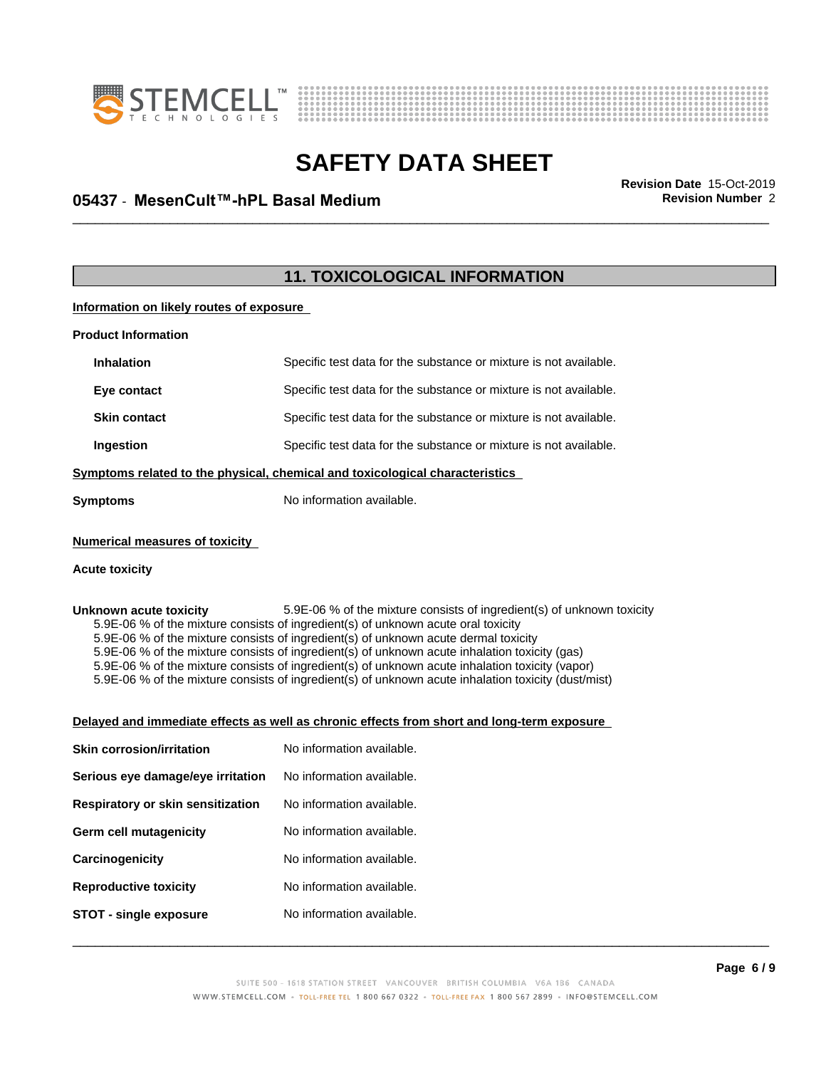# SAFETY DATA SHEET

## 05437 - MesenCult™-hPL Basal Medium

**Revision Date** 15-Oct-2019
**Revision Number** 2

## 11. TOXICOLOGICAL INFORMATION

### Information on likely routes of exposure

**Product Information**

| | |
|---|---|
| **Inhalation** | Specific test data for the substance or mixture is not available. |
| **Eye contact** | Specific test data for the substance or mixture is not available. |
| **Skin contact** | Specific test data for the substance or mixture is not available. |
| **Ingestion** | Specific test data for the substance or mixture is not available. |

### Symptoms related to the physical, chemical and toxicological characteristics

**Symptoms** No information available.

### Numerical measures of toxicity

**Acute toxicity**

**Unknown acute toxicity** 5.9E-06 % of the mixture consists of ingredient(s) of unknown toxicity

5.9E-06 % of the mixture consists of ingredient(s) of unknown acute oral toxicity
5.9E-06 % of the mixture consists of ingredient(s) of unknown acute dermal toxicity
5.9E-06 % of the mixture consists of ingredient(s) of unknown acute inhalation toxicity (gas)
5.9E-06 % of the mixture consists of ingredient(s) of unknown acute inhalation toxicity (vapor)
5.9E-06 % of the mixture consists of ingredient(s) of unknown acute inhalation toxicity (dust/mist)

### Delayed and immediate effects as well as chronic effects from short and long-term exposure

| | |
|---|---|
| **Skin corrosion/irritation** | No information available. |
| **Serious eye damage/eye irritation** | No information available. |
| **Respiratory or skin sensitization** | No information available. |
| **Germ cell mutagenicity** | No information available. |
| **Carcinogenicity** | No information available. |
| **Reproductive toxicity** | No information available. |
| **STOT - single exposure** | No information available. |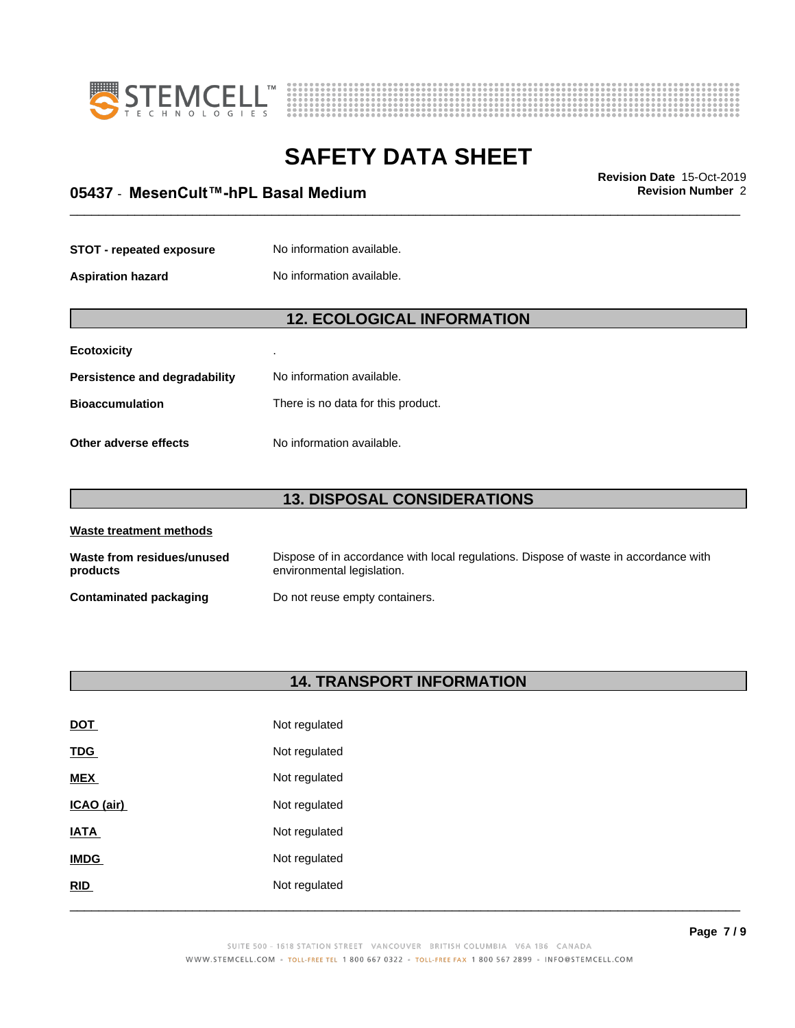| | |
|---|---|
| **STOT - repeated exposure** | No information available. |
| **Aspiration hazard** | No information available. |

## 12. ECOLOGICAL INFORMATION

| | |
|---|---|
| **Ecotoxicity** | . |
| **Persistence and degradability** | No information available. |
| **Bioaccumulation** | There is no data for this product. |
| **Other adverse effects** | No information available. |

## 13. DISPOSAL CONSIDERATIONS

**Waste treatment methods**

| | |
|---|---|
| **Waste from residues/unused products** | Dispose of in accordance with local regulations. Dispose of waste in accordance with environmental legislation. |
| **Contaminated packaging** | Do not reuse empty containers. |

## 14. TRANSPORT INFORMATION

| | |
|---|---|
| **DOT** | Not regulated |
| **TDG** | Not regulated |
| **MEX** | Not regulated |
| **ICAO (air)** | Not regulated |
| **IATA** | Not regulated |
| **IMDG** | Not regulated |
| **RID** | Not regulated |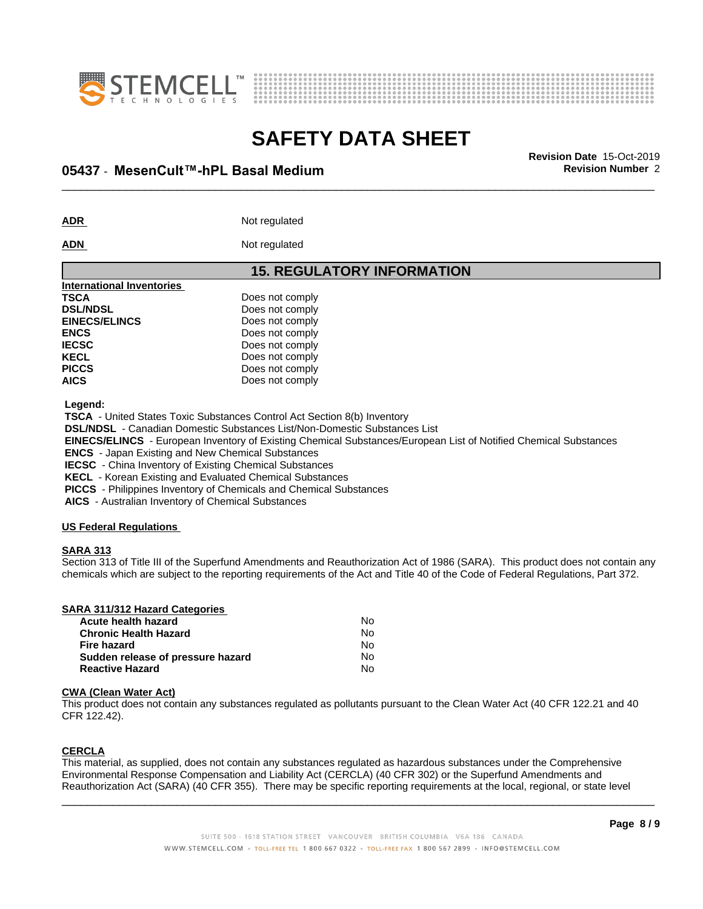**ADR** Not regulated

**ADN** Not regulated

## 15. REGULATORY INFORMATION

**International Inventories**

| | |
|---|---|
| **TSCA** | Does not comply |
| **DSL/NDSL** | Does not comply |
| **EINECS/ELINCS** | Does not comply |
| **ENCS** | Does not comply |
| **IECSC** | Does not comply |
| **KECL** | Does not comply |
| **PICCS** | Does not comply |
| **AICS** | Does not comply |

**Legend:**

**TSCA** - United States Toxic Substances Control Act Section 8(b) Inventory
**DSL/NDSL** - Canadian Domestic Substances List/Non-Domestic Substances List
**EINECS/ELINCS** - European Inventory of Existing Chemical Substances/European List of Notified Chemical Substances
**ENCS** - Japan Existing and New Chemical Substances
**IECSC** - China Inventory of Existing Chemical Substances
**KECL** - Korean Existing and Evaluated Chemical Substances
**PICCS** - Philippines Inventory of Chemicals and Chemical Substances
**AICS** - Australian Inventory of Chemical Substances

**US Federal Regulations**

**SARA 313**

Section 313 of Title III of the Superfund Amendments and Reauthorization Act of 1986 (SARA). This product does not contain any chemicals which are subject to the reporting requirements of the Act and Title 40 of the Code of Federal Regulations, Part 372.

**SARA 311/312 Hazard Categories**

| | |
|---|---|
| **Acute health hazard** | No |
| **Chronic Health Hazard** | No |
| **Fire hazard** | No |
| **Sudden release of pressure hazard** | No |
| **Reactive Hazard** | No |

**CWA (Clean Water Act)**

This product does not contain any substances regulated as pollutants pursuant to the Clean Water Act (40 CFR 122.21 and 40 CFR 122.42).

**CERCLA**

This material, as supplied, does not contain any substances regulated as hazardous substances under the Comprehensive Environmental Response Compensation and Liability Act (CERCLA) (40 CFR 302) or the Superfund Amendments and Reauthorization Act (SARA) (40 CFR 355). There may be specific reporting requirements at the local, regional, or state level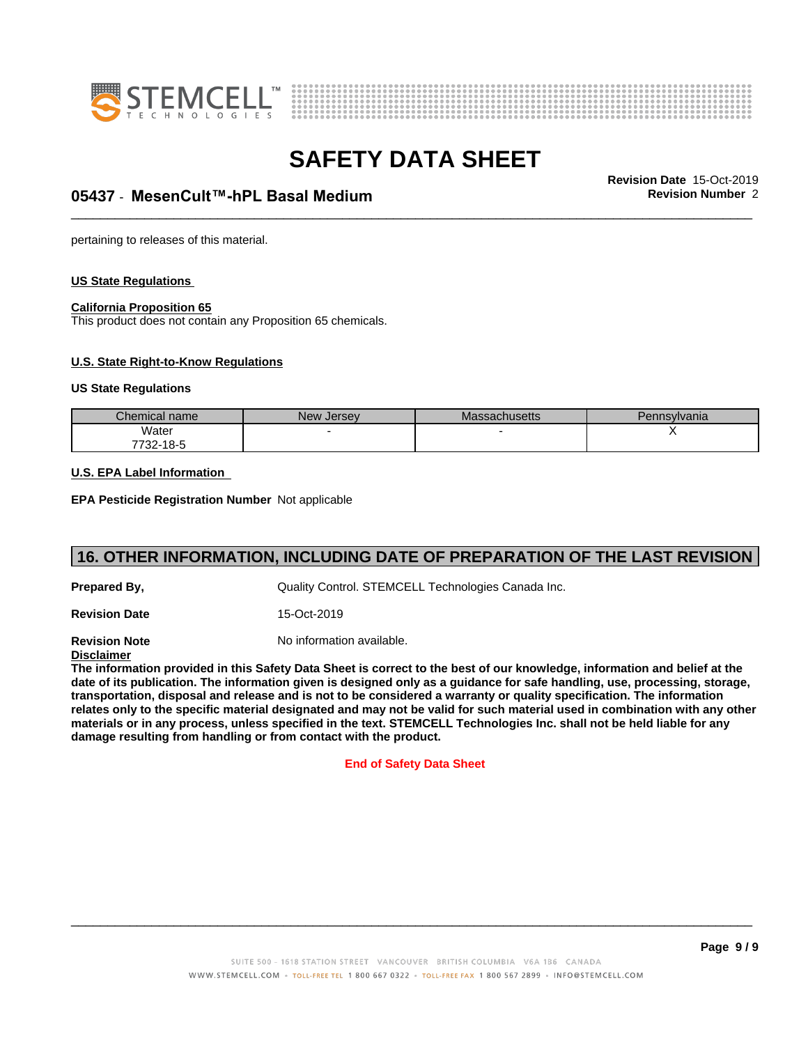pertaining to releases of this material.

**US State Regulations**

**California Proposition 65**

This product does not contain any Proposition 65 chemicals.

**U.S. State Right-to-Know Regulations**

**US State Regulations**

| Chemical name | New Jersey | Massachusetts | Pennsylvania |
|---|---|---|---|
| Water 7732-18-5 | - | - | X |

**U.S. EPA Label Information**

**EPA Pesticide Registration Number** Not applicable

## 16. OTHER INFORMATION, INCLUDING DATE OF PREPARATION OF THE LAST REVISION

**Prepared By,** Quality Control. STEMCELL Technologies Canada Inc.

**Revision Date** 15-Oct-2019

**Revision Note** No information available.

**Disclaimer**

**The information provided in this Safety Data Sheet is correct to the best of our knowledge, information and belief at the date of its publication. The information given is designed only as a guidance for safe handling, use, processing, storage, transportation, disposal and release and is not to be considered a warranty or quality specification. The information relates only to the specific material designated and may not be valid for such material used in combination with any other materials or in any process, unless specified in the text. STEMCELL Technologies Inc. shall not be held liable for any damage resulting from handling or from contact with the product.**

**End of Safety Data Sheet**